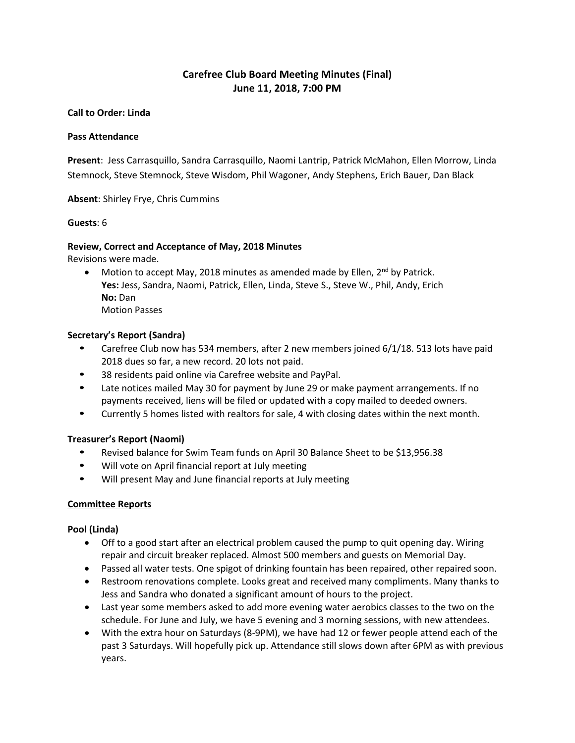# Carefree Club Board Meeting Minutes (Final)
## June 11, 2018, 7:00 PM

**Call to Order: Linda**

**Pass Attendance**

**Present**: Jess Carrasquillo, Sandra Carrasquillo, Naomi Lantrip, Patrick McMahon, Ellen Morrow, Linda Stemnock, Steve Stemnock, Steve Wisdom, Phil Wagoner, Andy Stephens, Erich Bauer, Dan Black

**Absent**: Shirley Frye, Chris Cummins

**Guests**: 6

**Review, Correct and Acceptance of May, 2018 Minutes**

Revisions were made.

- Motion to accept May, 2018 minutes as amended made by Ellen, 2nd by Patrick.
  **Yes:** Jess, Sandra, Naomi, Patrick, Ellen, Linda, Steve S., Steve W., Phil, Andy, Erich
  **No:** Dan
  Motion Passes

**Secretary's Report (Sandra)**

- Carefree Club now has 534 members, after 2 new members joined 6/1/18. 513 lots have paid 2018 dues so far, a new record. 20 lots not paid.
- 38 residents paid online via Carefree website and PayPal.
- Late notices mailed May 30 for payment by June 29 or make payment arrangements. If no payments received, liens will be filed or updated with a copy mailed to deeded owners.
- Currently 5 homes listed with realtors for sale, 4 with closing dates within the next month.

**Treasurer's Report (Naomi)**

- Revised balance for Swim Team funds on April 30 Balance Sheet to be $13,956.38
- Will vote on April financial report at July meeting
- Will present May and June financial reports at July meeting

**Committee Reports**

**Pool (Linda)**

- Off to a good start after an electrical problem caused the pump to quit opening day. Wiring repair and circuit breaker replaced. Almost 500 members and guests on Memorial Day.
- Passed all water tests. One spigot of drinking fountain has been repaired, other repaired soon.
- Restroom renovations complete. Looks great and received many compliments. Many thanks to Jess and Sandra who donated a significant amount of hours to the project.
- Last year some members asked to add more evening water aerobics classes to the two on the schedule. For June and July, we have 5 evening and 3 morning sessions, with new attendees.
- With the extra hour on Saturdays (8-9PM), we have had 12 or fewer people attend each of the past 3 Saturdays. Will hopefully pick up. Attendance still slows down after 6PM as with previous years.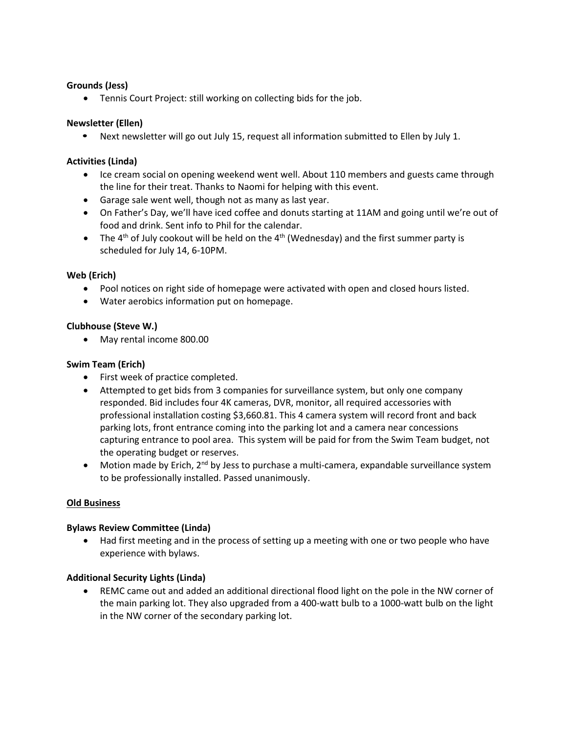**Grounds (Jess)**

- Tennis Court Project: still working on collecting bids for the job.

**Newsletter (Ellen)**

- Next newsletter will go out July 15, request all information submitted to Ellen by July 1.

**Activities (Linda)**

- Ice cream social on opening weekend went well. About 110 members and guests came through the line for their treat. Thanks to Naomi for helping with this event.
- Garage sale went well, though not as many as last year.
- On Father's Day, we'll have iced coffee and donuts starting at 11AM and going until we're out of food and drink. Sent info to Phil for the calendar.
- The 4th of July cookout will be held on the 4th (Wednesday) and the first summer party is scheduled for July 14, 6-10PM.

**Web (Erich)**

- Pool notices on right side of homepage were activated with open and closed hours listed.
- Water aerobics information put on homepage.

**Clubhouse (Steve W.)**

- May rental income 800.00

**Swim Team (Erich)**

- First week of practice completed.
- Attempted to get bids from 3 companies for surveillance system, but only one company responded. Bid includes four 4K cameras, DVR, monitor, all required accessories with professional installation costing $3,660.81. This 4 camera system will record front and back parking lots, front entrance coming into the parking lot and a camera near concessions capturing entrance to pool area. This system will be paid for from the Swim Team budget, not the operating budget or reserves.
- Motion made by Erich, 2nd by Jess to purchase a multi-camera, expandable surveillance system to be professionally installed. Passed unanimously.

**Old Business**

**Bylaws Review Committee (Linda)**

- Had first meeting and in the process of setting up a meeting with one or two people who have experience with bylaws.

**Additional Security Lights (Linda)**

- REMC came out and added an additional directional flood light on the pole in the NW corner of the main parking lot. They also upgraded from a 400-watt bulb to a 1000-watt bulb on the light in the NW corner of the secondary parking lot.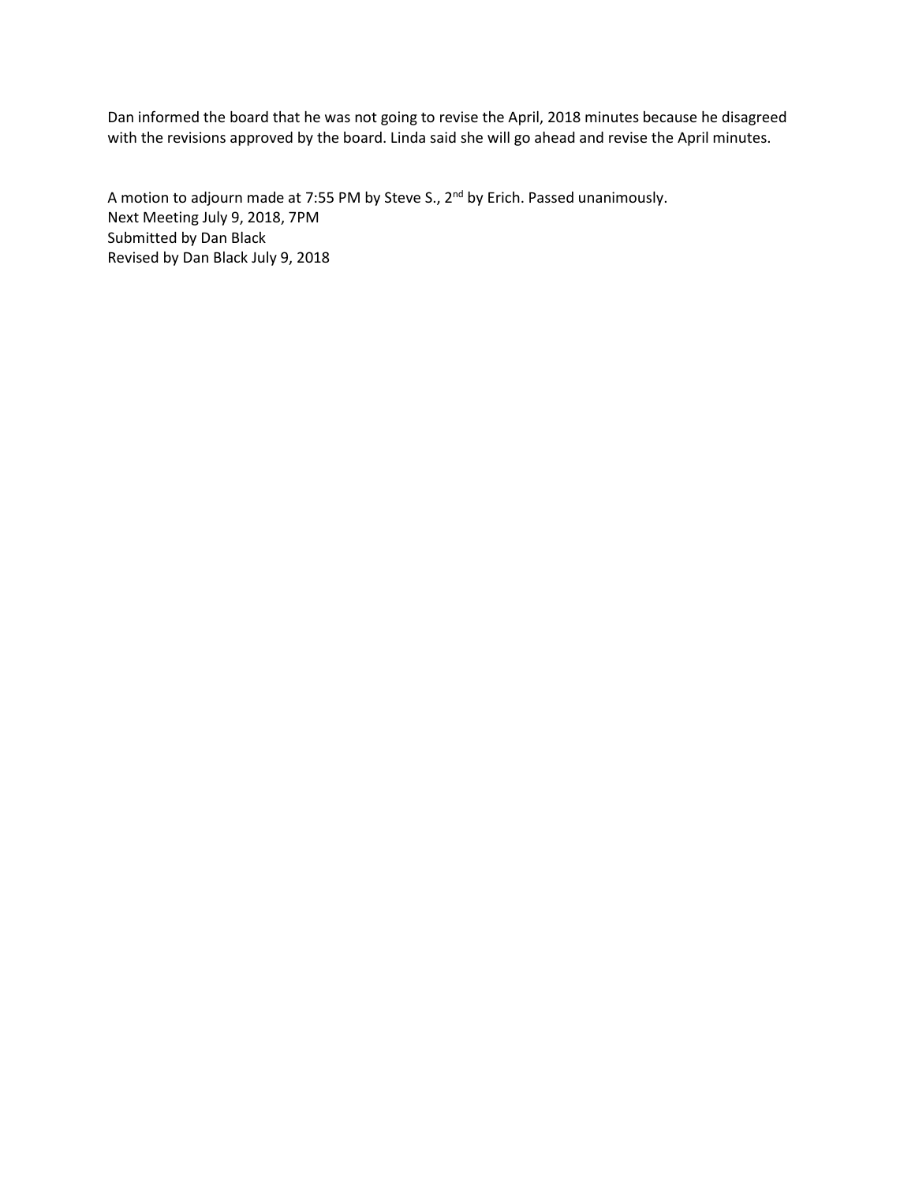Dan informed the board that he was not going to revise the April, 2018 minutes because he disagreed with the revisions approved by the board. Linda said she will go ahead and revise the April minutes.

A motion to adjourn made at 7:55 PM by Steve S., 2nd by Erich. Passed unanimously.
Next Meeting July 9, 2018, 7PM
Submitted by Dan Black
Revised by Dan Black July 9, 2018